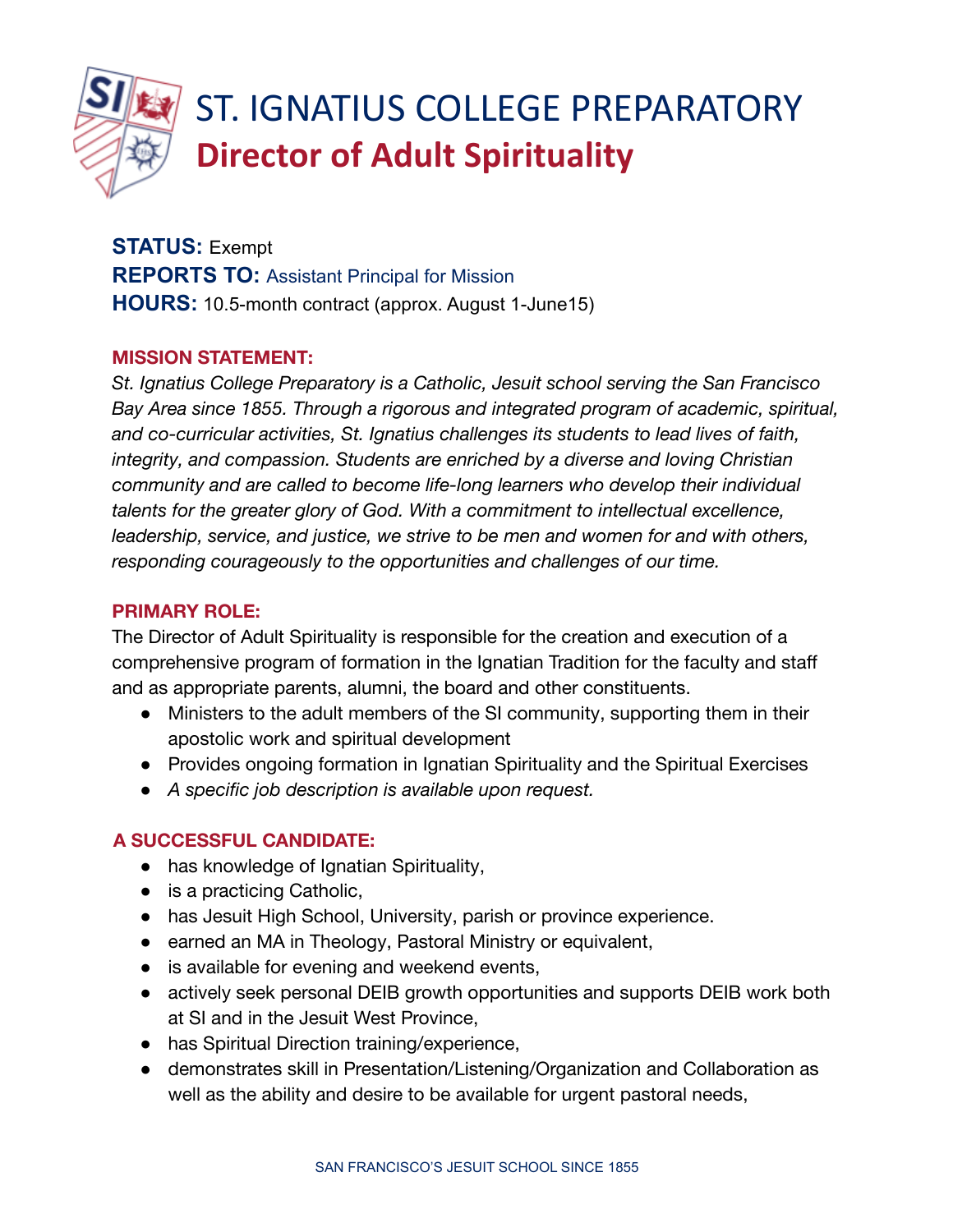# ST. IGNATIUS COLLEGE PREPARATORY

## Director of Adult Spirituality

**STATUS:** Exempt
**REPORTS TO:** Assistant Principal for Mission
**HOURS:** 10.5-month contract (approx. August 1-June15)

**MISSION STATEMENT:**

*St. Ignatius College Preparatory is a Catholic, Jesuit school serving the San Francisco Bay Area since 1855. Through a rigorous and integrated program of academic, spiritual, and co-curricular activities, St. Ignatius challenges its students to lead lives of faith, integrity, and compassion. Students are enriched by a diverse and loving Christian community and are called to become life-long learners who develop their individual talents for the greater glory of God. With a commitment to intellectual excellence, leadership, service, and justice, we strive to be men and women for and with others, responding courageously to the opportunities and challenges of our time.*

**PRIMARY ROLE:**

The Director of Adult Spirituality is responsible for the creation and execution of a comprehensive program of formation in the Ignatian Tradition for the faculty and staff and as appropriate parents, alumni, the board and other constituents.

- Ministers to the adult members of the SI community, supporting them in their apostolic work and spiritual development
- Provides ongoing formation in Ignatian Spirituality and the Spiritual Exercises
- *A specific job description is available upon request.*

**A SUCCESSFUL CANDIDATE:**

- has knowledge of Ignatian Spirituality,
- is a practicing Catholic,
- has Jesuit High School, University, parish or province experience.
- earned an MA in Theology, Pastoral Ministry or equivalent,
- is available for evening and weekend events,
- actively seek personal DEIB growth opportunities and supports DEIB work both at SI and in the Jesuit West Province,
- has Spiritual Direction training/experience,
- demonstrates skill in Presentation/Listening/Organization and Collaboration as well as the ability and desire to be available for urgent pastoral needs,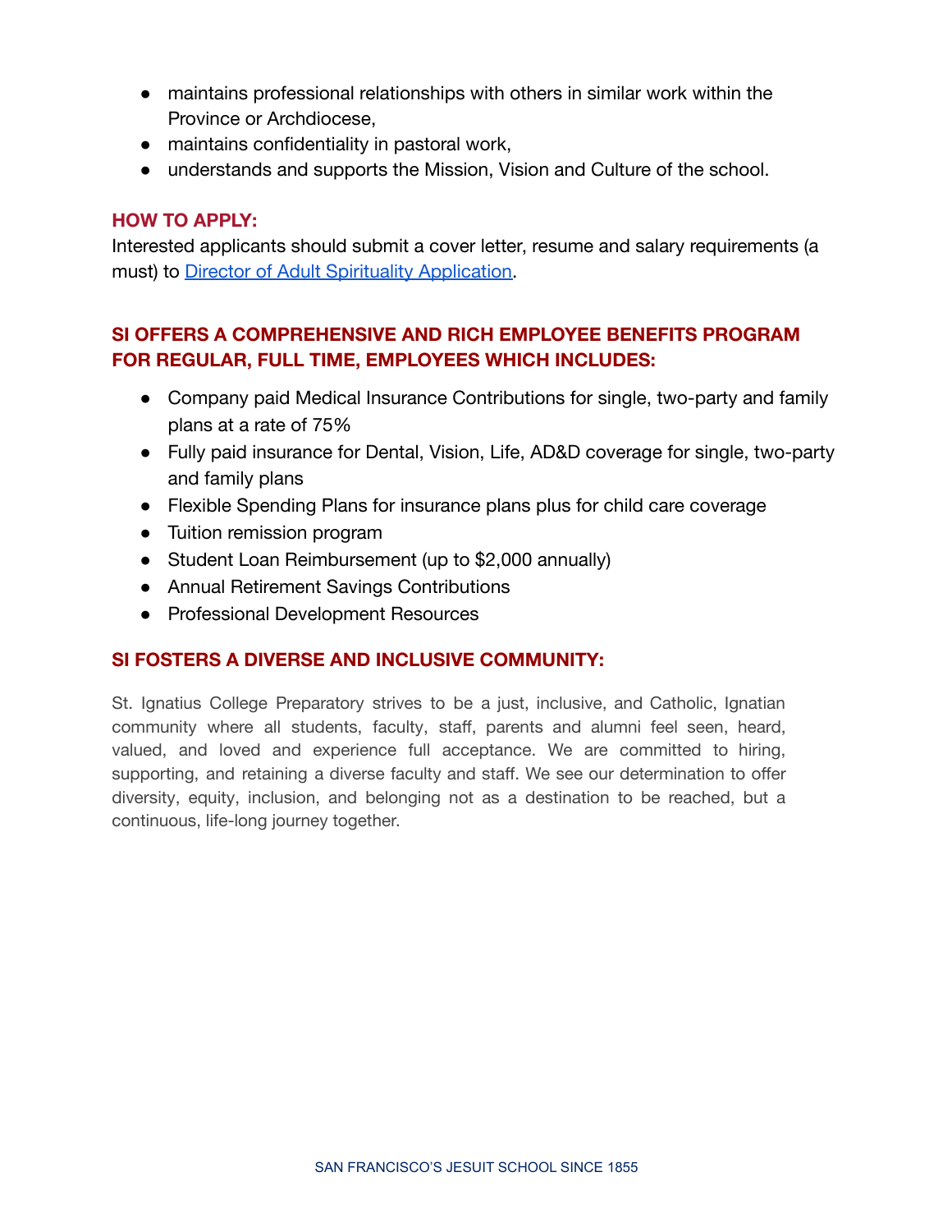- maintains professional relationships with others in similar work within the Province or Archdiocese,
- maintains confidentiality in pastoral work,
- understands and supports the Mission, Vision and Culture of the school.

**HOW TO APPLY:**

Interested applicants should submit a cover letter, resume and salary requirements (a must) to Director of Adult Spirituality Application.

**SI OFFERS A COMPREHENSIVE AND RICH EMPLOYEE BENEFITS PROGRAM FOR REGULAR, FULL TIME, EMPLOYEES WHICH INCLUDES:**

- Company paid Medical Insurance Contributions for single, two-party and family plans at a rate of 75%
- Fully paid insurance for Dental, Vision, Life, AD&D coverage for single, two-party and family plans
- Flexible Spending Plans for insurance plans plus for child care coverage
- Tuition remission program
- Student Loan Reimbursement (up to $2,000 annually)
- Annual Retirement Savings Contributions
- Professional Development Resources

**SI FOSTERS A DIVERSE AND INCLUSIVE COMMUNITY:**

St. Ignatius College Preparatory strives to be a just, inclusive, and Catholic, Ignatian community where all students, faculty, staff, parents and alumni feel seen, heard, valued, and loved and experience full acceptance. We are committed to hiring, supporting, and retaining a diverse faculty and staff. We see our determination to offer diversity, equity, inclusion, and belonging not as a destination to be reached, but a continuous, life-long journey together.

SAN FRANCISCO'S JESUIT SCHOOL SINCE 1855